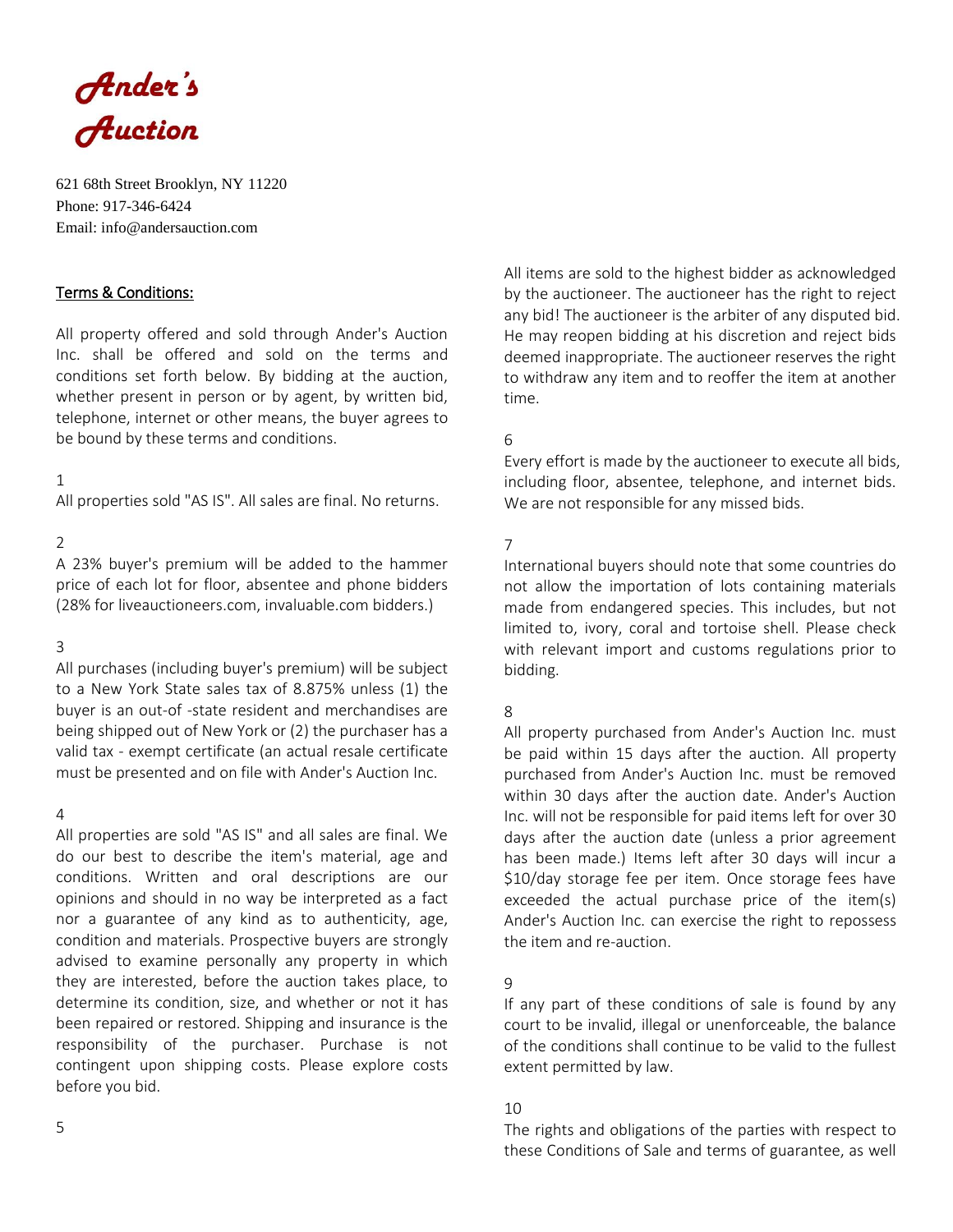# Ander's Auction

621 68th Street Brooklyn, NY 11220
Phone: 917-346-6424
Email: info@andersauction.com

## Terms & Conditions:

All property offered and sold through Ander's Auction Inc. shall be offered and sold on the terms and conditions set forth below. By bidding at the auction, whether present in person or by agent, by written bid, telephone, internet or other means, the buyer agrees to be bound by these terms and conditions.

1
All properties sold "AS IS". All sales are final. No returns.

2
A 23% buyer's premium will be added to the hammer price of each lot for floor, absentee and phone bidders (28% for liveauctioneers.com, invaluable.com bidders.)

3
All purchases (including buyer's premium) will be subject to a New York State sales tax of 8.875% unless (1) the buyer is an out-of -state resident and merchandises are being shipped out of New York or (2) the purchaser has a valid tax - exempt certificate (an actual resale certificate must be presented and on file with Ander's Auction Inc.

4
All properties are sold "AS IS" and all sales are final. We do our best to describe the item's material, age and conditions. Written and oral descriptions are our opinions and should in no way be interpreted as a fact nor a guarantee of any kind as to authenticity, age, condition and materials. Prospective buyers are strongly advised to examine personally any property in which they are interested, before the auction takes place, to determine its condition, size, and whether or not it has been repaired or restored. Shipping and insurance is the responsibility of the purchaser. Purchase is not contingent upon shipping costs. Please explore costs before you bid.

5
All items are sold to the highest bidder as acknowledged by the auctioneer. The auctioneer has the right to reject any bid! The auctioneer is the arbiter of any disputed bid. He may reopen bidding at his discretion and reject bids deemed inappropriate. The auctioneer reserves the right to withdraw any item and to reoffer the item at another time.

6
Every effort is made by the auctioneer to execute all bids, including floor, absentee, telephone, and internet bids. We are not responsible for any missed bids.

7
International buyers should note that some countries do not allow the importation of lots containing materials made from endangered species. This includes, but not limited to, ivory, coral and tortoise shell. Please check with relevant import and customs regulations prior to bidding.

8
All property purchased from Ander's Auction Inc. must be paid within 15 days after the auction. All property purchased from Ander's Auction Inc. must be removed within 30 days after the auction date. Ander's Auction Inc. will not be responsible for paid items left for over 30 days after the auction date (unless a prior agreement has been made.) Items left after 30 days will incur a $10/day storage fee per item. Once storage fees have exceeded the actual purchase price of the item(s) Ander's Auction Inc. can exercise the right to repossess the item and re-auction.

9
If any part of these conditions of sale is found by any court to be invalid, illegal or unenforceable, the balance of the conditions shall continue to be valid to the fullest extent permitted by law.

10
The rights and obligations of the parties with respect to these Conditions of Sale and terms of guarantee, as well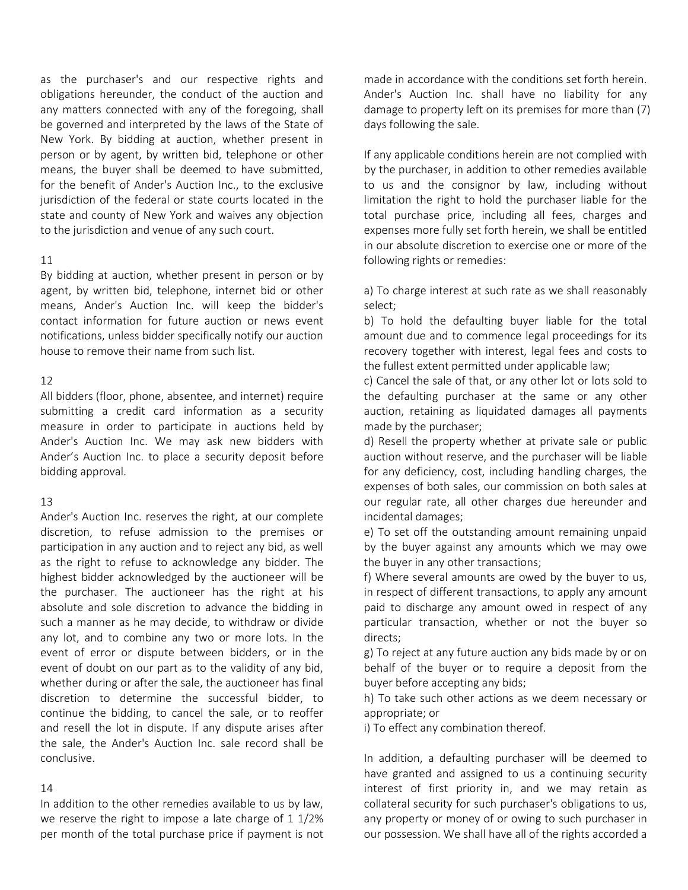as the purchaser's and our respective rights and obligations hereunder, the conduct of the auction and any matters connected with any of the foregoing, shall be governed and interpreted by the laws of the State of New York. By bidding at auction, whether present in person or by agent, by written bid, telephone or other means, the buyer shall be deemed to have submitted, for the benefit of Ander's Auction Inc., to the exclusive jurisdiction of the federal or state courts located in the state and county of New York and waives any objection to the jurisdiction and venue of any such court.

11

By bidding at auction, whether present in person or by agent, by written bid, telephone, internet bid or other means, Ander's Auction Inc. will keep the bidder's contact information for future auction or news event notifications, unless bidder specifically notify our auction house to remove their name from such list.

12

All bidders (floor, phone, absentee, and internet) require submitting a credit card information as a security measure in order to participate in auctions held by Ander's Auction Inc. We may ask new bidders with Ander's Auction Inc. to place a security deposit before bidding approval.

13

Ander's Auction Inc. reserves the right, at our complete discretion, to refuse admission to the premises or participation in any auction and to reject any bid, as well as the right to refuse to acknowledge any bidder. The highest bidder acknowledged by the auctioneer will be the purchaser. The auctioneer has the right at his absolute and sole discretion to advance the bidding in such a manner as he may decide, to withdraw or divide any lot, and to combine any two or more lots. In the event of error or dispute between bidders, or in the event of doubt on our part as to the validity of any bid, whether during or after the sale, the auctioneer has final discretion to determine the successful bidder, to continue the bidding, to cancel the sale, or to reoffer and resell the lot in dispute. If any dispute arises after the sale, the Ander's Auction Inc. sale record shall be conclusive.

14

In addition to the other remedies available to us by law, we reserve the right to impose a late charge of 1 1/2% per month of the total purchase price if payment is not made in accordance with the conditions set forth herein. Ander's Auction Inc. shall have no liability for any damage to property left on its premises for more than (7) days following the sale.

If any applicable conditions herein are not complied with by the purchaser, in addition to other remedies available to us and the consignor by law, including without limitation the right to hold the purchaser liable for the total purchase price, including all fees, charges and expenses more fully set forth herein, we shall be entitled in our absolute discretion to exercise one or more of the following rights or remedies:

a) To charge interest at such rate as we shall reasonably select;

b) To hold the defaulting buyer liable for the total amount due and to commence legal proceedings for its recovery together with interest, legal fees and costs to the fullest extent permitted under applicable law;

c) Cancel the sale of that, or any other lot or lots sold to the defaulting purchaser at the same or any other auction, retaining as liquidated damages all payments made by the purchaser;

d) Resell the property whether at private sale or public auction without reserve, and the purchaser will be liable for any deficiency, cost, including handling charges, the expenses of both sales, our commission on both sales at our regular rate, all other charges due hereunder and incidental damages;

e) To set off the outstanding amount remaining unpaid by the buyer against any amounts which we may owe the buyer in any other transactions;

f) Where several amounts are owed by the buyer to us, in respect of different transactions, to apply any amount paid to discharge any amount owed in respect of any particular transaction, whether or not the buyer so directs;

g) To reject at any future auction any bids made by or on behalf of the buyer or to require a deposit from the buyer before accepting any bids;

h) To take such other actions as we deem necessary or appropriate; or

i) To effect any combination thereof.

In addition, a defaulting purchaser will be deemed to have granted and assigned to us a continuing security interest of first priority in, and we may retain as collateral security for such purchaser's obligations to us, any property or money of or owing to such purchaser in our possession. We shall have all of the rights accorded a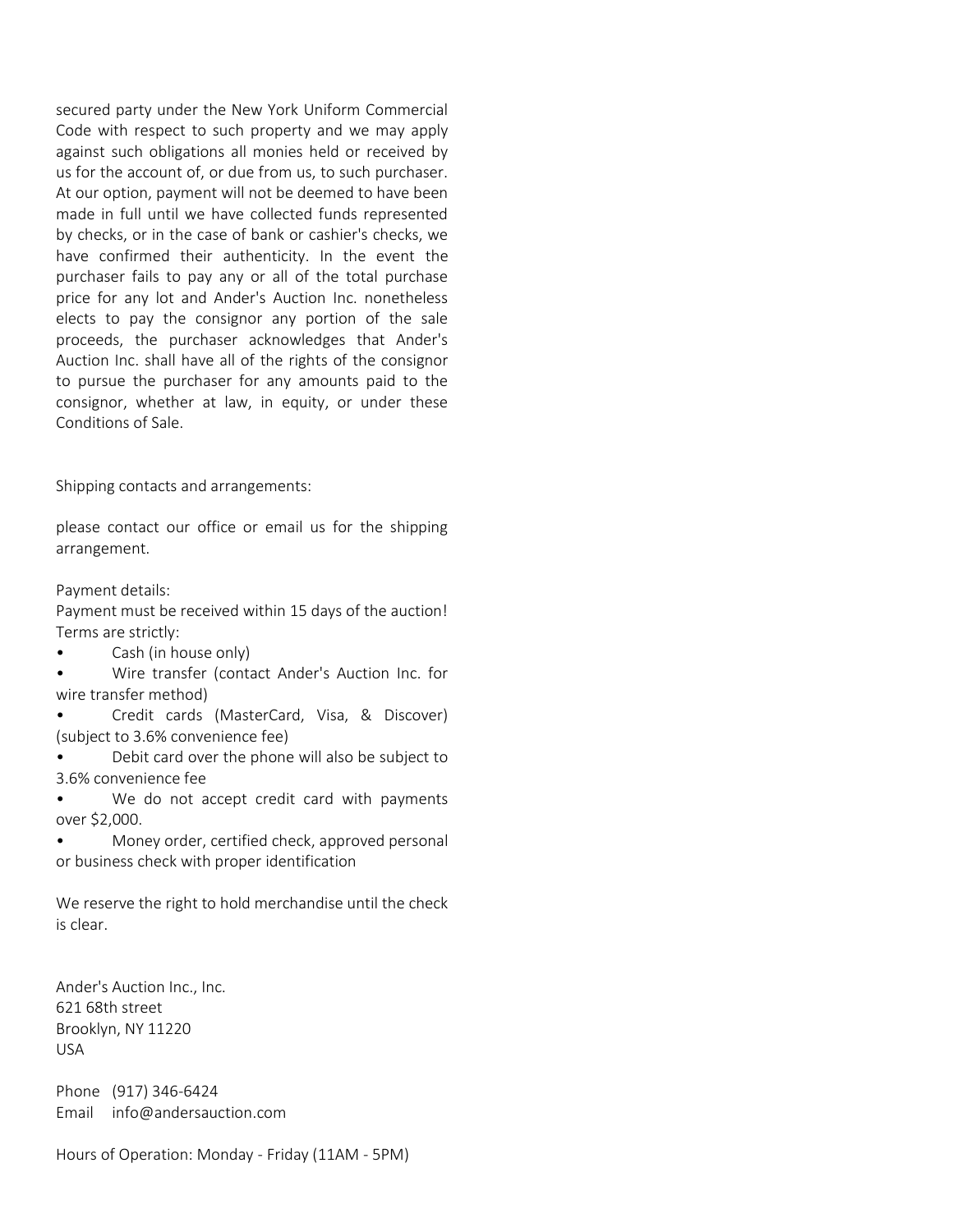secured party under the New York Uniform Commercial Code with respect to such property and we may apply against such obligations all monies held or received by us for the account of, or due from us, to such purchaser. At our option, payment will not be deemed to have been made in full until we have collected funds represented by checks, or in the case of bank or cashier's checks, we have confirmed their authenticity. In the event the purchaser fails to pay any or all of the total purchase price for any lot and Ander's Auction Inc. nonetheless elects to pay the consignor any portion of the sale proceeds, the purchaser acknowledges that Ander's Auction Inc. shall have all of the rights of the consignor to pursue the purchaser for any amounts paid to the consignor, whether at law, in equity, or under these Conditions of Sale.

Shipping contacts and arrangements:

please contact our office or email us for the shipping arrangement.

Payment details:
Payment must be received within 15 days of the auction! Terms are strictly:

- Cash (in house only)
- Wire transfer (contact Ander's Auction Inc. for wire transfer method)
- Credit cards (MasterCard, Visa, & Discover) (subject to 3.6% convenience fee)
- Debit card over the phone will also be subject to 3.6% convenience fee
- We do not accept credit card with payments over $2,000.
- Money order, certified check, approved personal or business check with proper identification

We reserve the right to hold merchandise until the check is clear.

Ander's Auction Inc., Inc.
621 68th street
Brooklyn, NY 11220
USA

Phone (917) 346-6424
Email info@andersauction.com

Hours of Operation: Monday - Friday (11AM - 5PM)